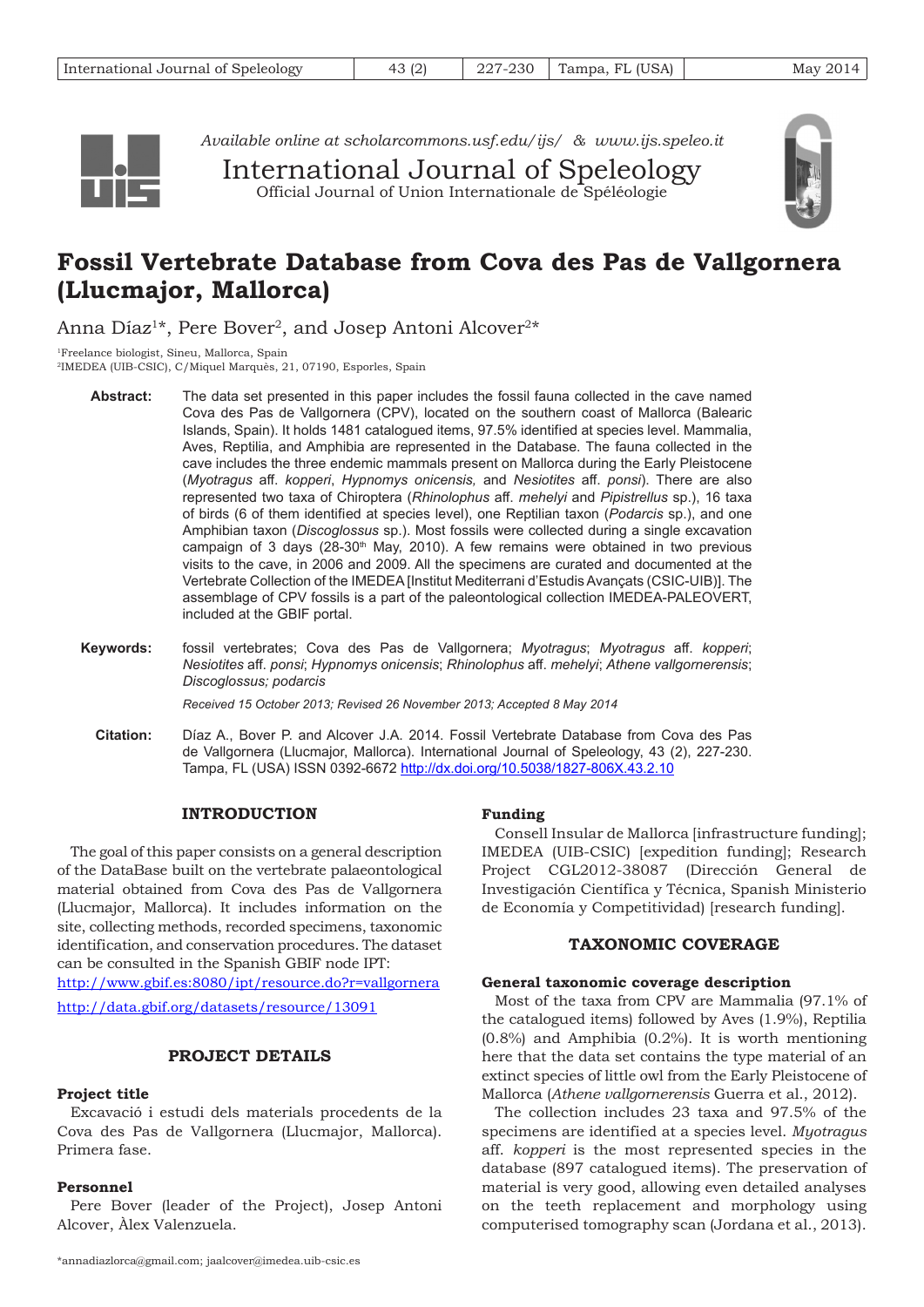*Available online at scholarcommons.usf.edu/ijs/ & www.ijs.speleo.it*

International Journal of Speleology

Official Journal of Union Internationale de Spéléologie

# Fossil Vertebrate Database from Cova des Pas de Vallgornera (Llucmajor, Mallorca)

Anna Díaz[1]*, Pere Bover[2], and Josep Antoni Alcover[2]*

[1]Freelance biologist, Sineu, Mallorca, Spain
[2]IMEDEA (UIB-CSIC), C/Miquel Marquès, 21, 07190, Esporles, Spain

**Abstract:** The data set presented in this paper includes the fossil fauna collected in the cave named Cova des Pas de Vallgornera (CPV), located on the southern coast of Mallorca (Balearic Islands, Spain). It holds 1481 catalogued items, 97.5% identified at species level. Mammalia, Aves, Reptilia, and Amphibia are represented in the Database. The fauna collected in the cave includes the three endemic mammals present on Mallorca during the Early Pleistocene (*Myotragus* aff. *kopperi*, *Hypnomys onicensis,* and *Nesiotites* aff. *ponsi*). There are also represented two taxa of Chiroptera (*Rhinolophus* aff. *mehelyi* and *Pipistrellus* sp.), 16 taxa of birds (6 of them identified at species level), one Reptilian taxon (*Podarcis* sp.), and one Amphibian taxon (*Discoglossus* sp.). Most fossils were collected during a single excavation campaign of 3 days (28-30th May, 2010). A few remains were obtained in two previous visits to the cave, in 2006 and 2009. All the specimens are curated and documented at the Vertebrate Collection of the IMEDEA [Institut Mediterrani d'Estudis Avançats (CSIC-UIB)]. The assemblage of CPV fossils is a part of the paleontological collection IMEDEA-PALEOVERT, included at the GBIF portal.

**Keywords:** fossil vertebrates; Cova des Pas de Vallgornera; *Myotragus*; *Myotragus* aff. *kopperi*; *Nesiotites* aff. *ponsi*; *Hypnomys onicensis*; *Rhinolophus* aff. *mehelyi*; *Athene vallgornerensis*; *Discoglossus; podarcis*

*Received 15 October 2013; Revised 26 November 2013; Accepted 8 May 2014*

**Citation:** Díaz A., Bover P. and Alcover J.A. 2014. Fossil Vertebrate Database from Cova des Pas de Vallgornera (Llucmajor, Mallorca). International Journal of Speleology, 43 (2), 227-230. Tampa, FL (USA) ISSN 0392-6672 http://dx.doi.org/10.5038/1827-806X.43.2.10

## INTRODUCTION

The goal of this paper consists on a general description of the DataBase built on the vertebrate palaeontological material obtained from Cova des Pas de Vallgornera (Llucmajor, Mallorca). It includes information on the site, collecting methods, recorded specimens, taxonomic identification, and conservation procedures. The dataset can be consulted in the Spanish GBIF node IPT:
http://www.gbif.es:8080/ipt/resource.do?r=vallgornera
http://data.gbif.org/datasets/resource/13091

## PROJECT DETAILS

### Project title

Excavació i estudi dels materials procedents de la Cova des Pas de Vallgornera (Llucmajor, Mallorca). Primera fase.

### Personnel

Pere Bover (leader of the Project), Josep Antoni Alcover, Àlex Valenzuela.

### Funding

Consell Insular de Mallorca [infrastructure funding]; IMEDEA (UIB-CSIC) [expedition funding]; Research Project CGL2012-38087 (Dirección General de Investigación Científica y Técnica, Spanish Ministerio de Economía y Competitividad) [research funding].

## TAXONOMIC COVERAGE

### General taxonomic coverage description

Most of the taxa from CPV are Mammalia (97.1% of the catalogued items) followed by Aves (1.9%), Reptilia (0.8%) and Amphibia (0.2%). It is worth mentioning here that the data set contains the type material of an extinct species of little owl from the Early Pleistocene of Mallorca (*Athene vallgornerensis* Guerra et al., 2012).

The collection includes 23 taxa and 97.5% of the specimens are identified at a species level. *Myotragus* aff. *kopperi* is the most represented species in the database (897 catalogued items). The preservation of material is very good, allowing even detailed analyses on the teeth replacement and morphology using computerised tomography scan (Jordana et al., 2013).

*annadiazlorca@gmail.com; jaalcover@imedea.uib-csic.es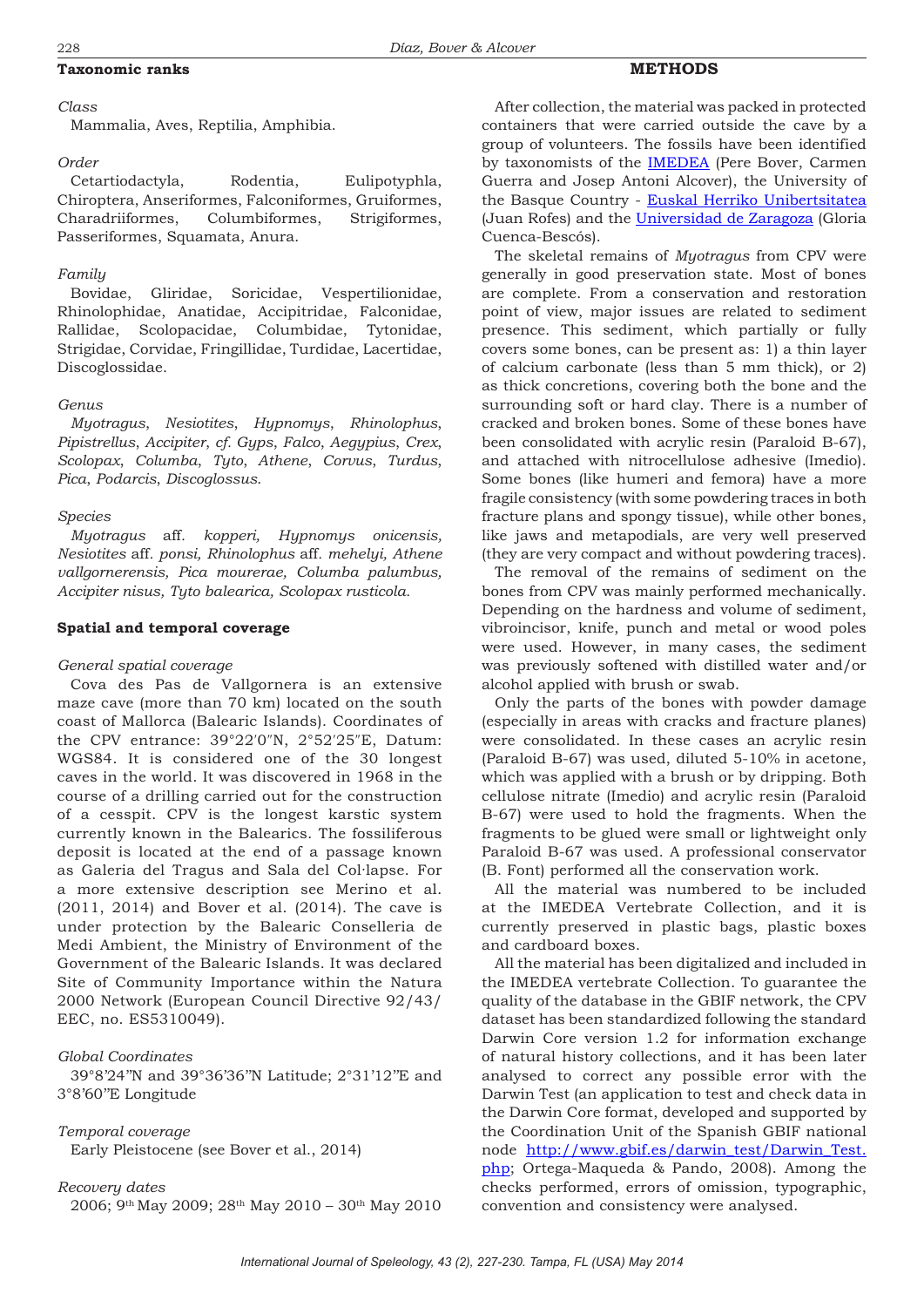### Taxonomic ranks

*Class*

Mammalia, Aves, Reptilia, Amphibia.

*Order*

Cetartiodactyla, Rodentia, Eulipotyphla, Chiroptera, Anseriformes, Falconiformes, Gruiformes, Charadriiformes, Columbiformes, Strigiformes, Passeriformes, Squamata, Anura.

*Family*

Bovidae, Gliridae, Soricidae, Vespertilionidae, Rhinolophidae, Anatidae, Accipitridae, Falconidae, Rallidae, Scolopacidae, Columbidae, Tytonidae, Strigidae, Corvidae, Fringillidae, Turdidae, Lacertidae, Discoglossidae.

*Genus*

*Myotragus*, *Nesiotites*, *Hypnomys*, *Rhinolophus*, *Pipistrellus*, *Accipiter*, *cf. Gyps*, *Falco*, *Aegypius*, *Crex*, *Scolopax*, *Columba*, *Tyto*, *Athene*, *Corvus*, *Turdus*, *Pica*, *Podarcis*, *Discoglossus*.

*Species*

*Myotragus* aff. *kopperi, Hypnomys onicensis, Nesiotites* aff. *ponsi, Rhinolophus* aff. *mehelyi, Athene vallgornerensis, Pica mourerae, Columba palumbus, Accipiter nisus, Tyto balearica, Scolopax rusticola.*

### Spatial and temporal coverage

*General spatial coverage*

Cova des Pas de Vallgornera is an extensive maze cave (more than 70 km) located on the south coast of Mallorca (Balearic Islands). Coordinates of the CPV entrance: 39°22′0″N, 2°52′25″E, Datum: WGS84. It is considered one of the 30 longest caves in the world. It was discovered in 1968 in the course of a drilling carried out for the construction of a cesspit. CPV is the longest karstic system currently known in the Balearics. The fossiliferous deposit is located at the end of a passage known as Galeria del Tragus and Sala del Col·lapse. For a more extensive description see Merino et al. (2011, 2014) and Bover et al. (2014). The cave is under protection by the Balearic Conselleria de Medi Ambient, the Ministry of Environment of the Government of the Balearic Islands. It was declared Site of Community Importance within the Natura 2000 Network (European Council Directive 92/43/EEC, no. ES5310049).

*Global Coordinates*

39°8'24"N and 39°36'36"N Latitude; 2°31'12"E and 3°8'60"E Longitude

*Temporal coverage*

Early Pleistocene (see Bover et al., 2014)

*Recovery dates*

2006; 9th May 2009; 28th May 2010 – 30th May 2010

## METHODS

After collection, the material was packed in protected containers that were carried outside the cave by a group of volunteers. The fossils have been identified by taxonomists of the IMEDEA (Pere Bover, Carmen Guerra and Josep Antoni Alcover), the University of the Basque Country - Euskal Herriko Unibertsitatea (Juan Rofes) and the Universidad de Zaragoza (Gloria Cuenca-Bescós).

The skeletal remains of *Myotragus* from CPV were generally in good preservation state. Most of bones are complete. From a conservation and restoration point of view, major issues are related to sediment presence. This sediment, which partially or fully covers some bones, can be present as: 1) a thin layer of calcium carbonate (less than 5 mm thick), or 2) as thick concretions, covering both the bone and the surrounding soft or hard clay. There is a number of cracked and broken bones. Some of these bones have been consolidated with acrylic resin (Paraloid B-67), and attached with nitrocellulose adhesive (Imedio). Some bones (like humeri and femora) have a more fragile consistency (with some powdering traces in both fracture plans and spongy tissue), while other bones, like jaws and metapodials, are very well preserved (they are very compact and without powdering traces).

The removal of the remains of sediment on the bones from CPV was mainly performed mechanically. Depending on the hardness and volume of sediment, vibroincisor, knife, punch and metal or wood poles were used. However, in many cases, the sediment was previously softened with distilled water and/or alcohol applied with brush or swab.

Only the parts of the bones with powder damage (especially in areas with cracks and fracture planes) were consolidated. In these cases an acrylic resin (Paraloid B-67) was used, diluted 5-10% in acetone, which was applied with a brush or by dripping. Both cellulose nitrate (Imedio) and acrylic resin (Paraloid B-67) were used to hold the fragments. When the fragments to be glued were small or lightweight only Paraloid B-67 was used. A professional conservator (B. Font) performed all the conservation work.

All the material was numbered to be included at the IMEDEA Vertebrate Collection, and it is currently preserved in plastic bags, plastic boxes and cardboard boxes.

All the material has been digitalized and included in the IMEDEA vertebrate Collection. To guarantee the quality of the database in the GBIF network, the CPV dataset has been standardized following the standard Darwin Core version 1.2 for information exchange of natural history collections, and it has been later analysed to correct any possible error with the Darwin Test (an application to test and check data in the Darwin Core format, developed and supported by the Coordination Unit of the Spanish GBIF national node http://www.gbif.es/darwin_test/Darwin_Test.php; Ortega-Maqueda & Pando, 2008). Among the checks performed, errors of omission, typographic, convention and consistency were analysed.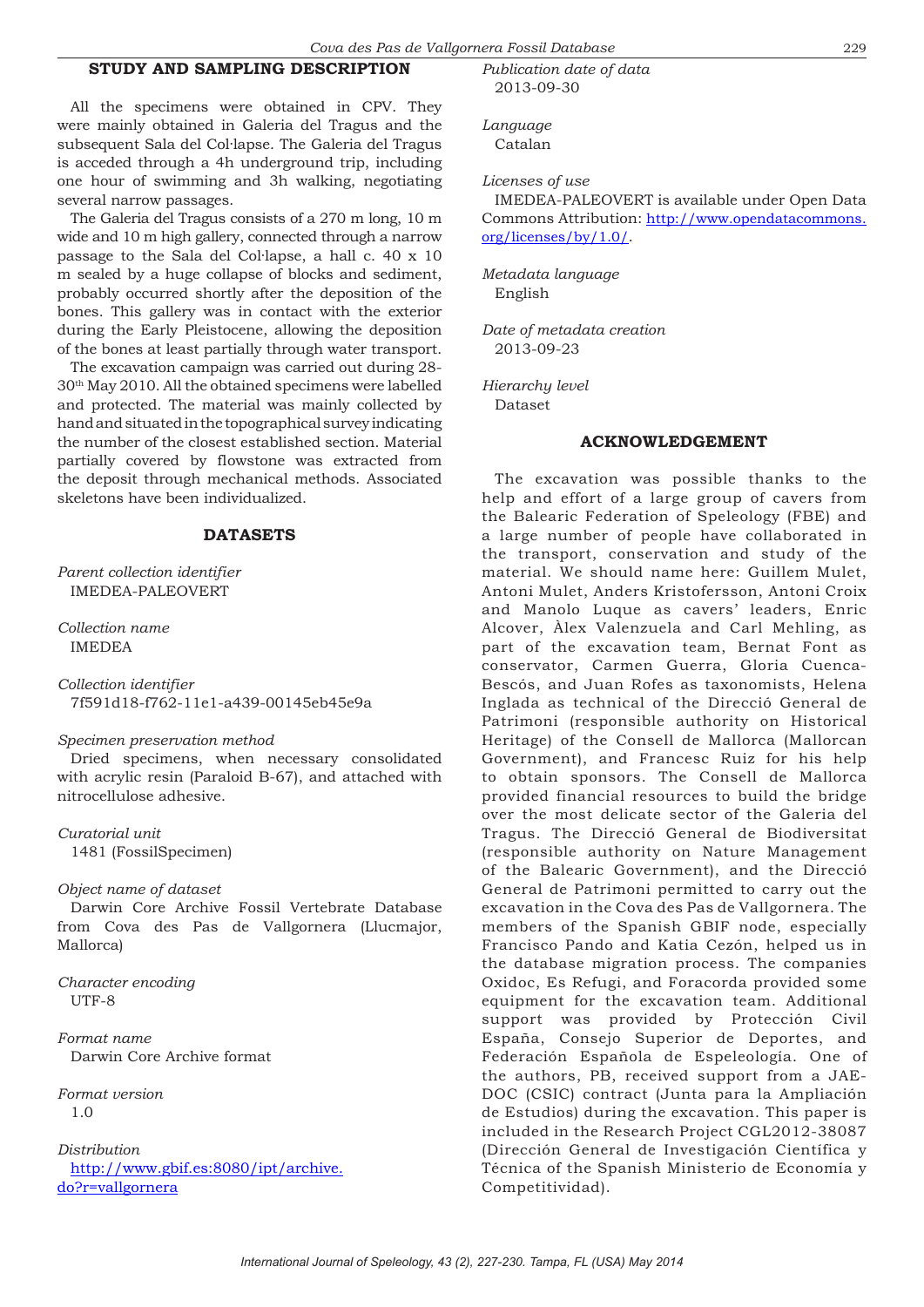## STUDY AND SAMPLING DESCRIPTION

All the specimens were obtained in CPV. They were mainly obtained in Galeria del Tragus and the subsequent Sala del Col·lapse. The Galeria del Tragus is acceded through a 4h underground trip, including one hour of swimming and 3h walking, negotiating several narrow passages.

The Galeria del Tragus consists of a 270 m long, 10 m wide and 10 m high gallery, connected through a narrow passage to the Sala del Col·lapse, a hall c. 40 x 10 m sealed by a huge collapse of blocks and sediment, probably occurred shortly after the deposition of the bones. This gallery was in contact with the exterior during the Early Pleistocene, allowing the deposition of the bones at least partially through water transport.

The excavation campaign was carried out during 28-30th May 2010. All the obtained specimens were labelled and protected. The material was mainly collected by hand and situated in the topographical survey indicating the number of the closest established section. Material partially covered by flowstone was extracted from the deposit through mechanical methods. Associated skeletons have been individualized.

## DATASETS

*Parent collection identifier*
IMEDEA-PALEOVERT

*Collection name*
IMEDEA

*Collection identifier*
7f591d18-f762-11e1-a439-00145eb45e9a

*Specimen preservation method*
Dried specimens, when necessary consolidated with acrylic resin (Paraloid B-67), and attached with nitrocellulose adhesive.

*Curatorial unit*
1481 (FossilSpecimen)

*Object name of dataset*
Darwin Core Archive Fossil Vertebrate Database from Cova des Pas de Vallgornera (Llucmajor, Mallorca)

*Character encoding*
UTF-8

*Format name*
Darwin Core Archive format

*Format version*
1.0

*Distribution*
http://www.gbif.es:8080/ipt/archive.do?r=vallgornera

*Publication date of data*
2013-09-30

*Language*
Catalan

*Licenses of use*
IMEDEA-PALEOVERT is available under Open Data Commons Attribution: http://www.opendatacommons.org/licenses/by/1.0/.

*Metadata language*
English

*Date of metadata creation*
2013-09-23

*Hierarchy level*
Dataset

## ACKNOWLEDGEMENT

The excavation was possible thanks to the help and effort of a large group of cavers from the Balearic Federation of Speleology (FBE) and a large number of people have collaborated in the transport, conservation and study of the material. We should name here: Guillem Mulet, Antoni Mulet, Anders Kristofersson, Antoni Croix and Manolo Luque as cavers' leaders, Enric Alcover, Àlex Valenzuela and Carl Mehling, as part of the excavation team, Bernat Font as conservator, Carmen Guerra, Gloria Cuenca-Bescós, and Juan Rofes as taxonomists, Helena Inglada as technical of the Direcció General de Patrimoni (responsible authority on Historical Heritage) of the Consell de Mallorca (Mallorcan Government), and Francesc Ruiz for his help to obtain sponsors. The Consell de Mallorca provided financial resources to build the bridge over the most delicate sector of the Galeria del Tragus. The Direcció General de Biodiversitat (responsible authority on Nature Management of the Balearic Government), and the Direcció General de Patrimoni permitted to carry out the excavation in the Cova des Pas de Vallgornera. The members of the Spanish GBIF node, especially Francisco Pando and Katia Cezón, helped us in the database migration process. The companies Oxidoc, Es Refugi, and Foracorda provided some equipment for the excavation team. Additional support was provided by Protección Civil España, Consejo Superior de Deportes, and Federación Española de Espeleología. One of the authors, PB, received support from a JAE-DOC (CSIC) contract (Junta para la Ampliación de Estudios) during the excavation. This paper is included in the Research Project CGL2012-38087 (Dirección General de Investigación Científica y Técnica of the Spanish Ministerio de Economía y Competitividad).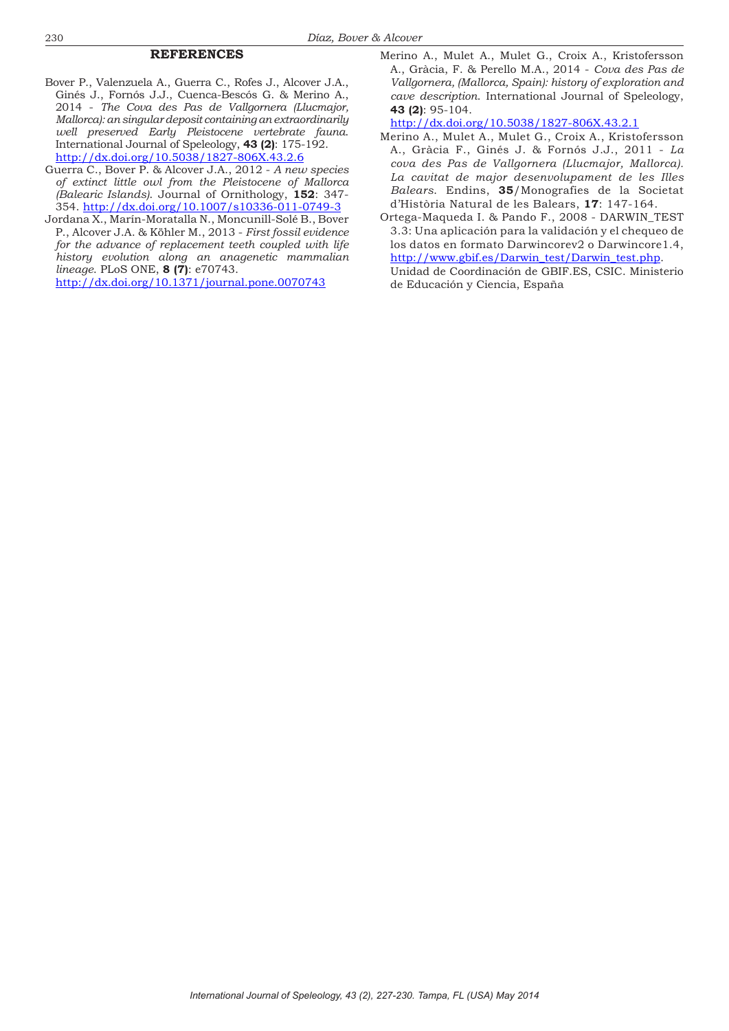## REFERENCES

Bover P., Valenzuela A., Guerra C., Rofes J., Alcover J.A., Ginés J., Fornós J.J., Cuenca-Bescós G. & Merino A., 2014 - *The Cova des Pas de Vallgornera (Llucmajor, Mallorca): an singular deposit containing an extraordinarily well preserved Early Pleistocene vertebrate fauna*. International Journal of Speleology, **43 (2)**: 175-192. http://dx.doi.org/10.5038/1827-806X.43.2.6

Guerra C., Bover P. & Alcover J.A., 2012 - *A new species of extinct little owl from the Pleistocene of Mallorca (Balearic Islands)*. Journal of Ornithology, **152**: 347-354. http://dx.doi.org/10.1007/s10336-011-0749-3

Jordana X., Marín-Moratalla N., Moncunill-Solé B., Bover P., Alcover J.A. & Köhler M., 2013 - *First fossil evidence for the advance of replacement teeth coupled with life history evolution along an anagenetic mammalian lineage*. PLoS ONE, **8 (7)**: e70743. http://dx.doi.org/10.1371/journal.pone.0070743

Merino A., Mulet A., Mulet G., Croix A., Kristofersson A., Gràcia, F. & Perello M.A., 2014 - *Cova des Pas de Vallgornera, (Mallorca, Spain): history of exploration and cave description*. International Journal of Speleology, **43 (2)**: 95-104. http://dx.doi.org/10.5038/1827-806X.43.2.1

Merino A., Mulet A., Mulet G., Croix A., Kristofersson A., Gràcia F., Ginés J. & Fornós J.J., 2011 - *La cova des Pas de Vallgornera (Llucmajor, Mallorca). La cavitat de major desenvolupament de les Illes Balears*. Endins, **35**/Monografies de la Societat d'Història Natural de les Balears, **17**: 147-164.

Ortega-Maqueda I. & Pando F., 2008 - DARWIN_TEST 3.3: Una aplicación para la validación y el chequeo de los datos en formato Darwincorev2 o Darwincore1.4, http://www.gbif.es/Darwin_test/Darwin_test.php. Unidad de Coordinación de GBIF.ES, CSIC. Ministerio de Educación y Ciencia, España